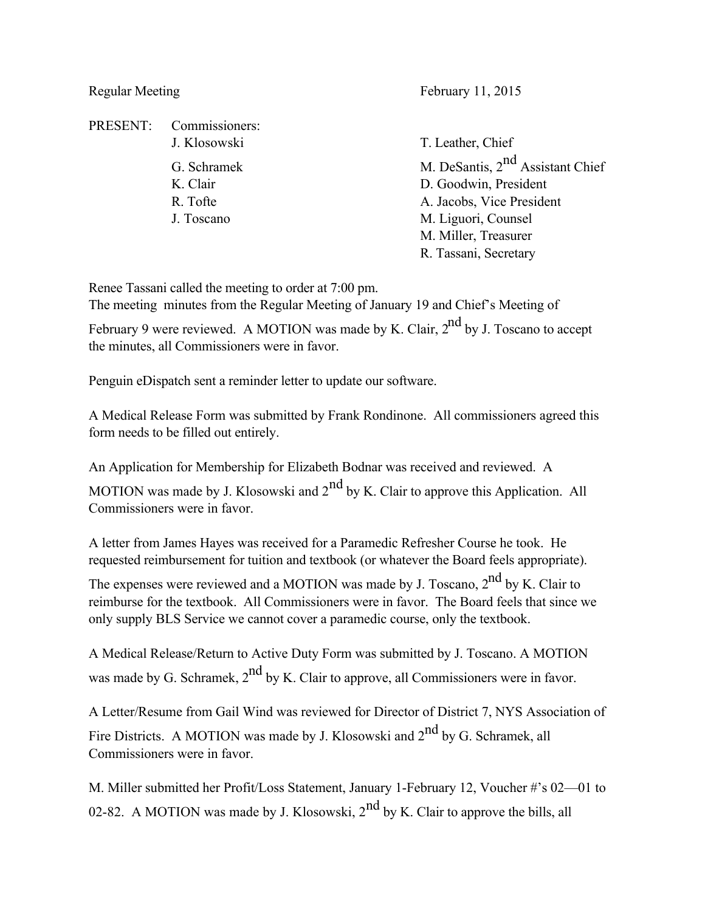Regular Meeting February 11, 2015

PRESENT: Commissioners:

| Commissioners | Officers |
|---|---|
| J. Klosowski | T. Leather, Chief |
| G. Schramek | M. DeSantis, 2nd Assistant Chief |
| K. Clair | D. Goodwin, President |
| R. Tofte | A. Jacobs, Vice President |
| J. Toscano | M. Liguori, Counsel |
| | M. Miller, Treasurer |
| | R. Tassani, Secretary |

Renee Tassani called the meeting to order at 7:00 pm.
The meeting minutes from the Regular Meeting of January 19 and Chief's Meeting of February 9 were reviewed. A MOTION was made by K. Clair, 2nd by J. Toscano to accept the minutes, all Commissioners were in favor.

Penguin eDispatch sent a reminder letter to update our software.

A Medical Release Form was submitted by Frank Rondinone. All commissioners agreed this form needs to be filled out entirely.

An Application for Membership for Elizabeth Bodnar was received and reviewed. A MOTION was made by J. Klosowski and 2nd by K. Clair to approve this Application. All Commissioners were in favor.

A letter from James Hayes was received for a Paramedic Refresher Course he took. He requested reimbursement for tuition and textbook (or whatever the Board feels appropriate). The expenses were reviewed and a MOTION was made by J. Toscano, 2nd by K. Clair to reimburse for the textbook. All Commissioners were in favor. The Board feels that since we only supply BLS Service we cannot cover a paramedic course, only the textbook.

A Medical Release/Return to Active Duty Form was submitted by J. Toscano. A MOTION was made by G. Schramek, 2nd by K. Clair to approve, all Commissioners were in favor.

A Letter/Resume from Gail Wind was reviewed for Director of District 7, NYS Association of Fire Districts. A MOTION was made by J. Klosowski and 2nd by G. Schramek, all Commissioners were in favor.

M. Miller submitted her Profit/Loss Statement, January 1-February 12, Voucher #'s 02—01 to 02-82. A MOTION was made by J. Klosowski, 2nd by K. Clair to approve the bills, all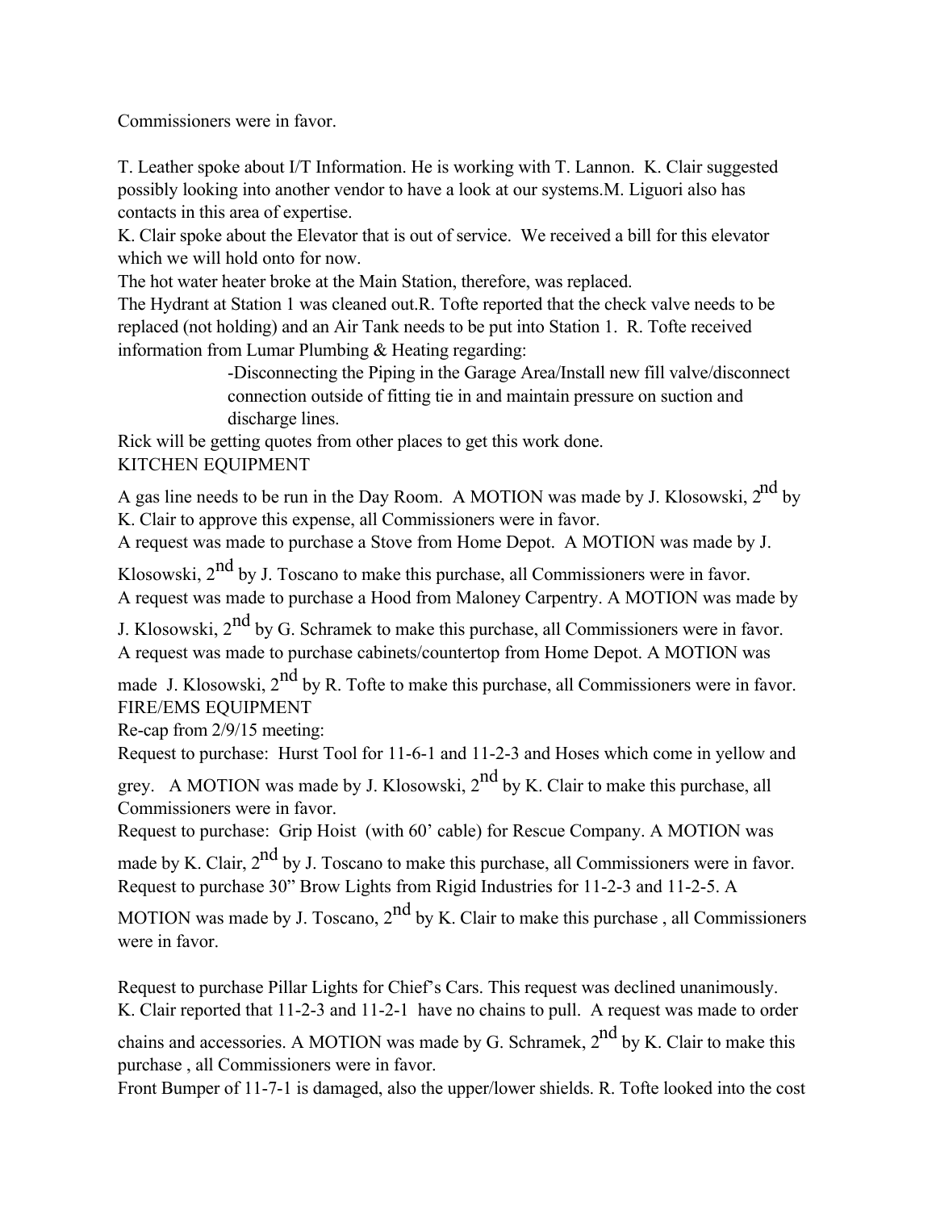Commissioners were in favor.

T. Leather spoke about I/T Information. He is working with T. Lannon. K. Clair suggested possibly looking into another vendor to have a look at our systems.M. Liguori also has contacts in this area of expertise.

K. Clair spoke about the Elevator that is out of service. We received a bill for this elevator which we will hold onto for now.

The hot water heater broke at the Main Station, therefore, was replaced.

The Hydrant at Station 1 was cleaned out.R. Tofte reported that the check valve needs to be replaced (not holding) and an Air Tank needs to be put into Station 1. R. Tofte received information from Lumar Plumbing & Heating regarding:

> -Disconnecting the Piping in the Garage Area/Install new fill valve/disconnect connection outside of fitting tie in and maintain pressure on suction and discharge lines.

Rick will be getting quotes from other places to get this work done.

KITCHEN EQUIPMENT

A gas line needs to be run in the Day Room. A MOTION was made by J. Klosowski, 2nd by K. Clair to approve this expense, all Commissioners were in favor.

A request was made to purchase a Stove from Home Depot. A MOTION was made by J. Klosowski, 2nd by J. Toscano to make this purchase, all Commissioners were in favor.

A request was made to purchase a Hood from Maloney Carpentry. A MOTION was made by J. Klosowski, 2nd by G. Schramek to make this purchase, all Commissioners were in favor.

A request was made to purchase cabinets/countertop from Home Depot. A MOTION was made J. Klosowski, 2nd by R. Tofte to make this purchase, all Commissioners were in favor.

FIRE/EMS EQUIPMENT

Re-cap from 2/9/15 meeting:

Request to purchase: Hurst Tool for 11-6-1 and 11-2-3 and Hoses which come in yellow and grey. A MOTION was made by J. Klosowski, 2nd by K. Clair to make this purchase, all Commissioners were in favor.

Request to purchase: Grip Hoist (with 60' cable) for Rescue Company. A MOTION was made by K. Clair, 2nd by J. Toscano to make this purchase, all Commissioners were in favor.

Request to purchase 30" Brow Lights from Rigid Industries for 11-2-3 and 11-2-5. A MOTION was made by J. Toscano, 2nd by K. Clair to make this purchase , all Commissioners were in favor.

Request to purchase Pillar Lights for Chief's Cars. This request was declined unanimously.

K. Clair reported that 11-2-3 and 11-2-1 have no chains to pull. A request was made to order chains and accessories. A MOTION was made by G. Schramek, 2nd by K. Clair to make this purchase , all Commissioners were in favor.

Front Bumper of 11-7-1 is damaged, also the upper/lower shields. R. Tofte looked into the cost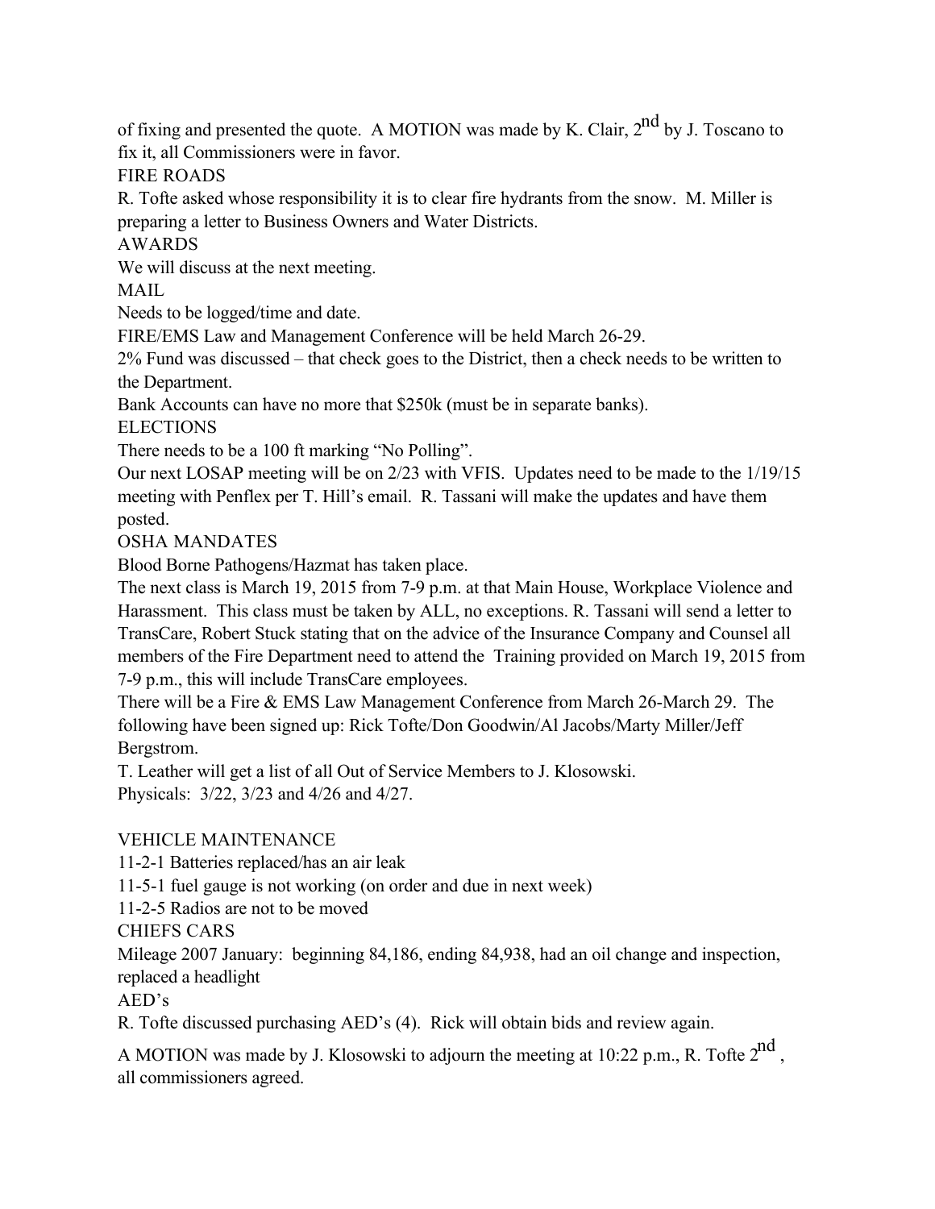of fixing and presented the quote. A MOTION was made by K. Clair, 2nd by J. Toscano to fix it, all Commissioners were in favor.

FIRE ROADS

R. Tofte asked whose responsibility it is to clear fire hydrants from the snow. M. Miller is preparing a letter to Business Owners and Water Districts.

AWARDS

We will discuss at the next meeting.

MAIL

Needs to be logged/time and date.

FIRE/EMS Law and Management Conference will be held March 26-29.

2% Fund was discussed – that check goes to the District, then a check needs to be written to the Department.

Bank Accounts can have no more that $250k (must be in separate banks).

ELECTIONS

There needs to be a 100 ft marking "No Polling".

Our next LOSAP meeting will be on 2/23 with VFIS. Updates need to be made to the 1/19/15 meeting with Penflex per T. Hill's email. R. Tassani will make the updates and have them posted.

OSHA MANDATES

Blood Borne Pathogens/Hazmat has taken place.

The next class is March 19, 2015 from 7-9 p.m. at that Main House, Workplace Violence and Harassment. This class must be taken by ALL, no exceptions. R. Tassani will send a letter to TransCare, Robert Stuck stating that on the advice of the Insurance Company and Counsel all members of the Fire Department need to attend the Training provided on March 19, 2015 from 7-9 p.m., this will include TransCare employees.

There will be a Fire & EMS Law Management Conference from March 26-March 29. The following have been signed up: Rick Tofte/Don Goodwin/Al Jacobs/Marty Miller/Jeff Bergstrom.

T. Leather will get a list of all Out of Service Members to J. Klosowski.

Physicals: 3/22, 3/23 and 4/26 and 4/27.

VEHICLE MAINTENANCE

11-2-1 Batteries replaced/has an air leak

11-5-1 fuel gauge is not working (on order and due in next week)

11-2-5 Radios are not to be moved

CHIEFS CARS

Mileage 2007 January: beginning 84,186, ending 84,938, had an oil change and inspection, replaced a headlight

AED's

R. Tofte discussed purchasing AED's (4). Rick will obtain bids and review again.

A MOTION was made by J. Klosowski to adjourn the meeting at 10:22 p.m., R. Tofte 2nd, all commissioners agreed.